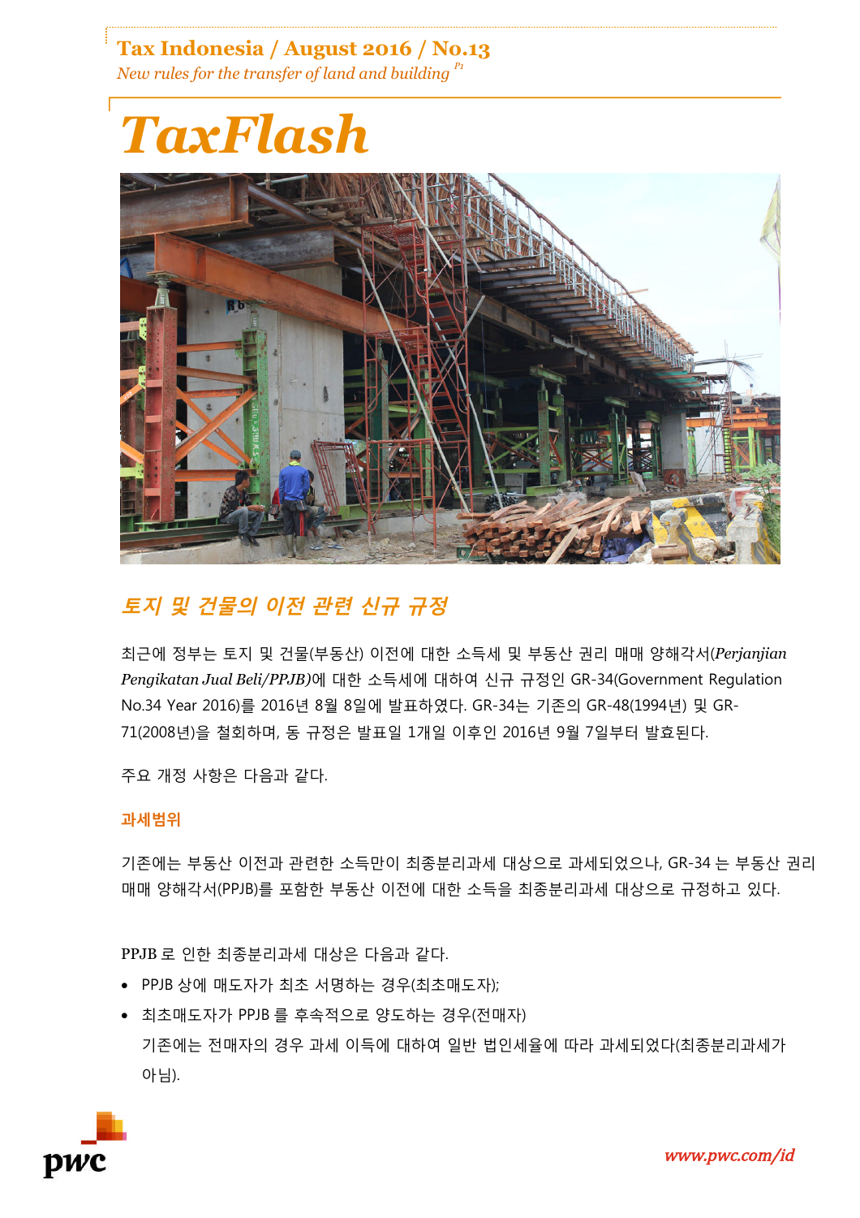# TaxFlash

## 토지 및 건물의 이전 관련 신규 규정

최근에 정부는 토지 및 건물(부동산) 이전에 대한 소득세 및 부동산 권리 매매 양해각서(*Perjanjian Pengikatan Jual Beli/PPJB)*에 대한 소득세에 대하여 신규 규정인 GR-34(Government Regulation No.34 Year 2016)를 2016년 8월 8일에 발표하였다. GR-34는 기존의 GR-48(1994년) 및 GR-71(2008년)을 철회하며, 동 규정은 발표일 1개일 이후인 2016년 9월 7일부터 발효된다.

주요 개정 사항은 다음과 같다.

### 과세범위

기존에는 부동산 이전과 관련한 소득만이 최종분리과세 대상으로 과세되었으나, GR-34 는 부동산 권리 매매 양해각서(PPJB)를 포함한 부동산 이전에 대한 소득을 최종분리과세 대상으로 규정하고 있다.

PPJB 로 인한 최종분리과세 대상은 다음과 같다.

- PPJB 상에 매도자가 최초 서명하는 경우(최초매도자);
- 최초매도자가 PPJB 를 후속적으로 양도하는 경우(전매자)
  기존에는 전매자의 경우 과세 이득에 대하여 일반 법인세율에 따라 과세되었다(최종분리과세가 아님).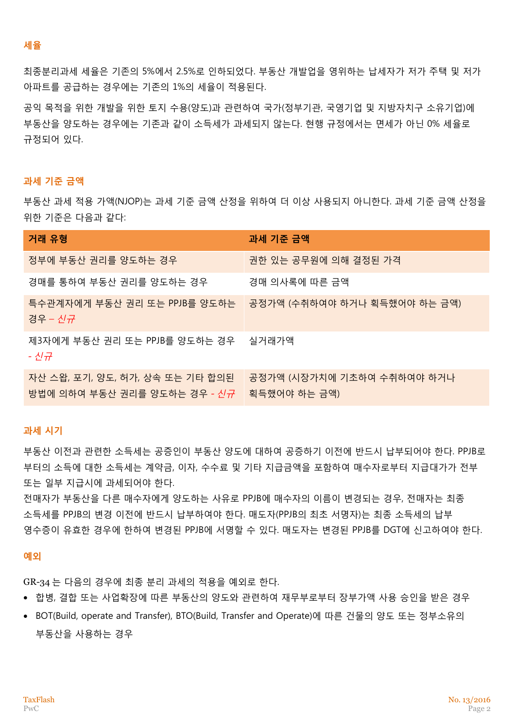## 세율

최종분리과세 세율은 기존의 5%에서 2.5%로 인하되었다. 부동산 개발업을 영위하는 납세자가 저가 주택 및 저가 아파트를 공급하는 경우에는 기존의 1%의 세율이 적용된다.

공익 목적을 위한 개발을 위한 토지 수용(양도)과 관련하여 국가(정부기관, 국영기업 및 지방자치구 소유기업)에 부동산을 양도하는 경우에는 기존과 같이 소득세가 과세되지 않는다. 현행 규정에서는 면세가 아닌 0% 세율로 규정되어 있다.

## 과세 기준 금액

부동산 과세 적용 가액(NJOP)는 과세 기준 금액 산정을 위하여 더 이상 사용되지 아니한다. 과세 기준 금액 산정을 위한 기준은 다음과 같다:

| 거래 유형 | 과세 기준 금액 |
|---|---|
| 정부에 부동산 권리를 양도하는 경우 | 권한 있는 공무원에 의해 결정된 가격 |
| 경매를 통하여 부동산 권리를 양도하는 경우 | 경매 의사록에 따른 금액 |
| 특수관계자에게 부동산 권리 또는 PPJB를 양도하는 경우 – *신규* | 공정가액 (수취하여야 하거나 획득했어야 하는 금액) |
| 제3자에게 부동산 권리 또는 PPJB를 양도하는 경우 - *신규* | 실거래가액 |
| 자산 스왑, 포기, 양도, 허가, 상속 또는 기타 합의된 방법에 의하여 부동산 권리를 양도하는 경우 - *신규* | 공정가액 (시장가치에 기초하여 수취하여야 하거나 획득했어야 하는 금액) |

## 과세 시기

부동산 이전과 관련한 소득세는 공증인이 부동산 양도에 대하여 공증하기 이전에 반드시 납부되어야 한다. PPJB로부터의 소득에 대한 소득세는 계약금, 이자, 수수료 및 기타 지급금액을 포함하여 매수자로부터 지급대가가 전부 또는 일부 지급시에 과세되어야 한다.
전매자가 부동산을 다른 매수자에게 양도하는 사유로 PPJB에 매수자의 이름이 변경되는 경우, 전매자는 최종 소득세를 PPJB의 변경 이전에 반드시 납부하여야 한다. 매도자(PPJB의 최초 서명자)는 최종 소득세의 납부 영수증이 유효한 경우에 한하여 변경된 PPJB에 서명할 수 있다. 매도자는 변경된 PPJB를 DGT에 신고하여야 한다.

## 예외

GR-34 는 다음의 경우에 최종 분리 과세의 적용을 예외로 한다.

- 합병, 결합 또는 사업확장에 따른 부동산의 양도와 관련하여 재무부로부터 장부가액 사용 승인을 받은 경우
- BOT(Build, operate and Transfer), BTO(Build, Transfer and Operate)에 따른 건물의 양도 또는 정부소유의 부동산을 사용하는 경우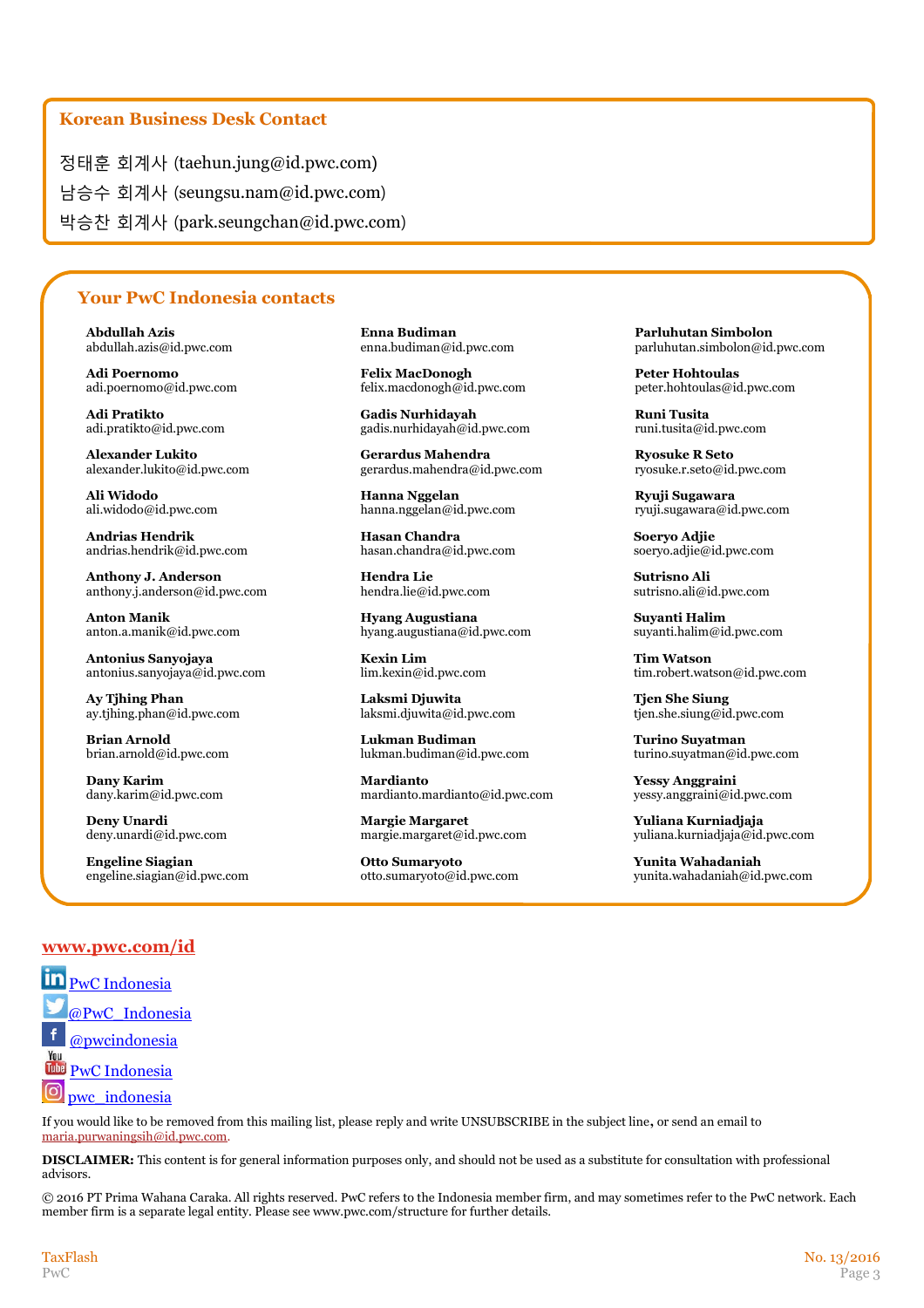## Korean Business Desk Contact

정태훈 회계사 (taehun.jung@id.pwc.com)
남승수 회계사 (seungsu.nam@id.pwc.com)
박승찬 회계사 (park.seungchan@id.pwc.com)

## Your PwC Indonesia contacts

**Abdullah Azis**
abdullah.azis@id.pwc.com

**Adi Poernomo**
adi.poernomo@id.pwc.com

**Adi Pratikto**
adi.pratikto@id.pwc.com

**Alexander Lukito**
alexander.lukito@id.pwc.com

**Ali Widodo**
ali.widodo@id.pwc.com

**Andrias Hendrik**
andrias.hendrik@id.pwc.com

**Anthony J. Anderson**
anthony.j.anderson@id.pwc.com

**Anton Manik**
anton.a.manik@id.pwc.com

**Antonius Sanyojaya**
antonius.sanyojaya@id.pwc.com

**Ay Tjhing Phan**
ay.tjhing.phan@id.pwc.com

**Brian Arnold**
brian.arnold@id.pwc.com

**Dany Karim**
dany.karim@id.pwc.com

**Deny Unardi**
deny.unardi@id.pwc.com

**Engeline Siagian**
engeline.siagian@id.pwc.com

**Enna Budiman**
enna.budiman@id.pwc.com

**Felix MacDonogh**
felix.macdonogh@id.pwc.com

**Gadis Nurhidayah**
gadis.nurhidayah@id.pwc.com

**Gerardus Mahendra**
gerardus.mahendra@id.pwc.com

**Hanna Nggelan**
hanna.nggelan@id.pwc.com

**Hasan Chandra**
hasan.chandra@id.pwc.com

**Hendra Lie**
hendra.lie@id.pwc.com

**Hyang Augustiana**
hyang.augustiana@id.pwc.com

**Kexin Lim**
lim.kexin@id.pwc.com

**Laksmi Djuwita**
laksmi.djuwita@id.pwc.com

**Lukman Budiman**
lukman.budiman@id.pwc.com

**Mardianto**
mardianto.mardianto@id.pwc.com

**Margie Margaret**
margie.margaret@id.pwc.com

**Otto Sumaryoto**
otto.sumaryoto@id.pwc.com

**Parluhutan Simbolon**
parluhutan.simbolon@id.pwc.com

**Peter Hohtoulas**
peter.hohtoulas@id.pwc.com

**Runi Tusita**
runi.tusita@id.pwc.com

**Ryosuke R Seto**
ryosuke.r.seto@id.pwc.com

**Ryuji Sugawara**
ryuji.sugawara@id.pwc.com

**Soeryo Adjie**
soeryo.adjie@id.pwc.com

**Sutrisno Ali**
sutrisno.ali@id.pwc.com

**Suyanti Halim**
suyanti.halim@id.pwc.com

**Tim Watson**
tim.robert.watson@id.pwc.com

**Tjen She Siung**
tjen.she.siung@id.pwc.com

**Turino Suyatman**
turino.suyatman@id.pwc.com

**Yessy Anggraini**
yessy.anggraini@id.pwc.com

**Yuliana Kurniadjaja**
yuliana.kurniadjaja@id.pwc.com

**Yunita Wahadaniah**
yunita.wahadaniah@id.pwc.com

**www.pwc.com/id**

PwC Indonesia
@PwC_Indonesia
@pwcindonesia
PwC Indonesia
pwc_indonesia

If you would like to be removed from this mailing list, please reply and write UNSUBSCRIBE in the subject line, or send an email to maria.purwaningsih@id.pwc.com.

**DISCLAIMER:** This content is for general information purposes only, and should not be used as a substitute for consultation with professional advisors.

© 2016 PT Prima Wahana Caraka. All rights reserved. PwC refers to the Indonesia member firm, and may sometimes refer to the PwC network. Each member firm is a separate legal entity. Please see www.pwc.com/structure for further details.